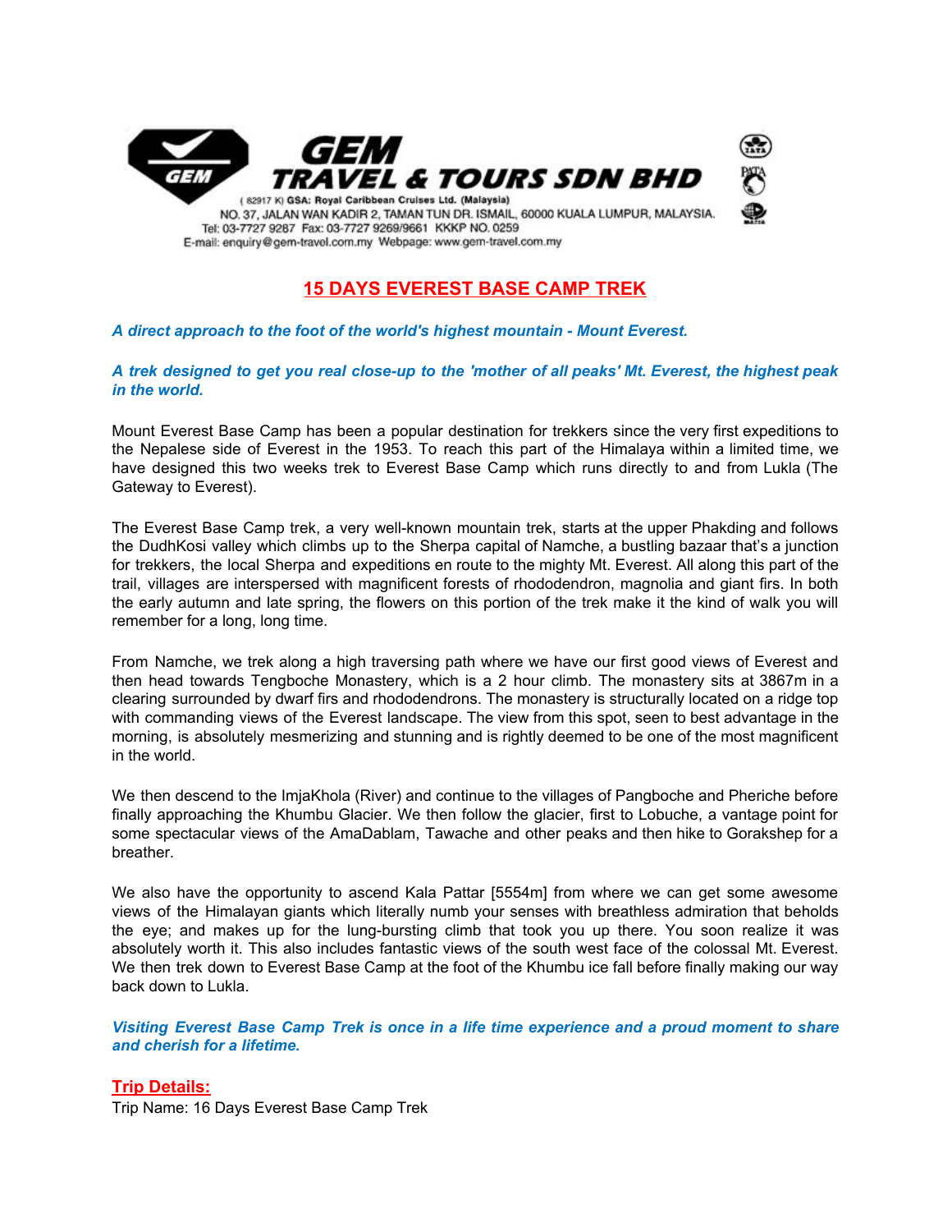**GEM TRAVEL & TOURS SDN BHD**

( 82917 K) GSA: Royal Caribbean Cruises Ltd. (Malaysia)
NO. 37, JALAN WAN KADIR 2, TAMAN TUN DR. ISMAIL, 60000 KUALA LUMPUR, MALAYSIA.
Tel: 03-7727 9287 Fax: 03-7727 9269/9661 KKKP NO. 0259
E-mail: enquiry@gem-travel.com.my Webpage: www.gem-travel.com.my

# 15 DAYS EVEREST BASE CAMP TREK

***A direct approach to the foot of the world's highest mountain - Mount Everest.***

***A trek designed to get you real close-up to the 'mother of all peaks' Mt. Everest, the highest peak in the world.***

Mount Everest Base Camp has been a popular destination for trekkers since the very first expeditions to the Nepalese side of Everest in the 1953. To reach this part of the Himalaya within a limited time, we have designed this two weeks trek to Everest Base Camp which runs directly to and from Lukla (The Gateway to Everest).

The Everest Base Camp trek, a very well-known mountain trek, starts at the upper Phakding and follows the DudhKosi valley which climbs up to the Sherpa capital of Namche, a bustling bazaar that's a junction for trekkers, the local Sherpa and expeditions en route to the mighty Mt. Everest. All along this part of the trail, villages are interspersed with magnificent forests of rhododendron, magnolia and giant firs. In both the early autumn and late spring, the flowers on this portion of the trek make it the kind of walk you will remember for a long, long time.

From Namche, we trek along a high traversing path where we have our first good views of Everest and then head towards Tengboche Monastery, which is a 2 hour climb. The monastery sits at 3867m in a clearing surrounded by dwarf firs and rhododendrons. The monastery is structurally located on a ridge top with commanding views of the Everest landscape. The view from this spot, seen to best advantage in the morning, is absolutely mesmerizing and stunning and is rightly deemed to be one of the most magnificent in the world.

We then descend to the ImjaKhola (River) and continue to the villages of Pangboche and Pheriche before finally approaching the Khumbu Glacier. We then follow the glacier, first to Lobuche, a vantage point for some spectacular views of the AmaDablam, Tawache and other peaks and then hike to Gorakshep for a breather.

We also have the opportunity to ascend Kala Pattar [5554m] from where we can get some awesome views of the Himalayan giants which literally numb your senses with breathless admiration that beholds the eye; and makes up for the lung-bursting climb that took you up there. You soon realize it was absolutely worth it. This also includes fantastic views of the south west face of the colossal Mt. Everest. We then trek down to Everest Base Camp at the foot of the Khumbu ice fall before finally making our way back down to Lukla.

***Visiting Everest Base Camp Trek is once in a life time experience and a proud moment to share and cherish for a lifetime.***

## Trip Details:

Trip Name: 16 Days Everest Base Camp Trek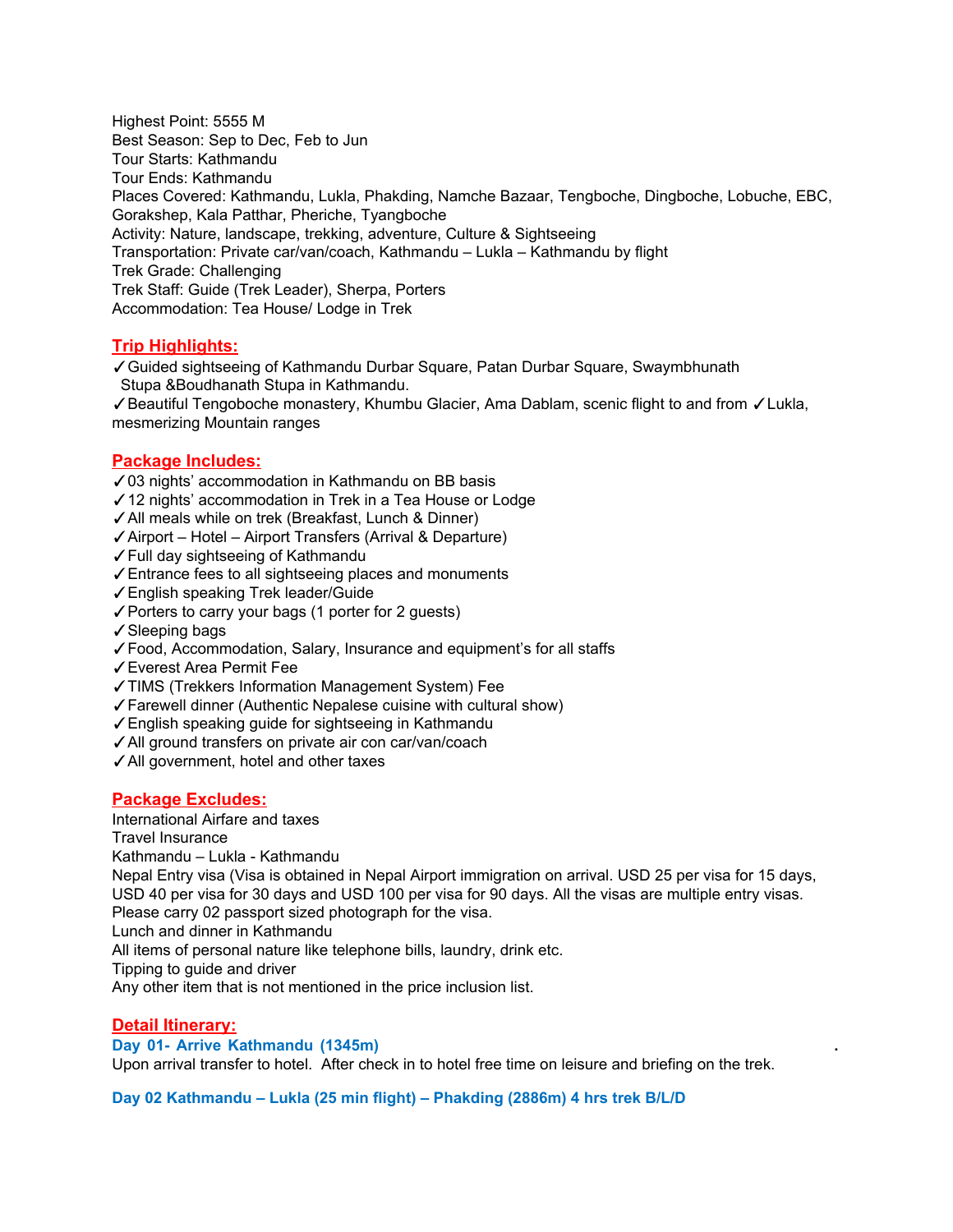Highest Point: 5555 M
Best Season: Sep to Dec, Feb to Jun
Tour Starts: Kathmandu
Tour Ends: Kathmandu
Places Covered: Kathmandu, Lukla, Phakding, Namche Bazaar, Tengboche, Dingboche, Lobuche, EBC, Gorakshep, Kala Patthar, Pheriche, Tyangboche
Activity: Nature, landscape, trekking, adventure, Culture & Sightseeing
Transportation: Private car/van/coach, Kathmandu – Lukla – Kathmandu by flight
Trek Grade: Challenging
Trek Staff: Guide (Trek Leader), Sherpa, Porters
Accommodation: Tea House/ Lodge in Trek

## Trip Highlights:

✓Guided sightseeing of Kathmandu Durbar Square, Patan Durbar Square, Swaymbhunath Stupa &Boudhanath Stupa in Kathmandu.
✓Beautiful Tengoboche monastery, Khumbu Glacier, Ama Dablam, scenic flight to and from ✓Lukla, mesmerizing Mountain ranges

## Package Includes:

✓03 nights' accommodation in Kathmandu on BB basis
✓12 nights' accommodation in Trek in a Tea House or Lodge
✓All meals while on trek (Breakfast, Lunch & Dinner)
✓Airport – Hotel – Airport Transfers (Arrival & Departure)
✓Full day sightseeing of Kathmandu
✓Entrance fees to all sightseeing places and monuments
✓English speaking Trek leader/Guide
✓Porters to carry your bags (1 porter for 2 guests)
✓Sleeping bags
✓Food, Accommodation, Salary, Insurance and equipment's for all staffs
✓Everest Area Permit Fee
✓TIMS (Trekkers Information Management System) Fee
✓Farewell dinner (Authentic Nepalese cuisine with cultural show)
✓English speaking guide for sightseeing in Kathmandu
✓All ground transfers on private air con car/van/coach
✓All government, hotel and other taxes

## Package Excludes:

International Airfare and taxes
Travel Insurance
Kathmandu – Lukla - Kathmandu
Nepal Entry visa (Visa is obtained in Nepal Airport immigration on arrival. USD 25 per visa for 15 days, USD 40 per visa for 30 days and USD 100 per visa for 90 days. All the visas are multiple entry visas. Please carry 02 passport sized photograph for the visa.
Lunch and dinner in Kathmandu
All items of personal nature like telephone bills, laundry, drink etc.
Tipping to guide and driver
Any other item that is not mentioned in the price inclusion list.

## Detail Itinerary:

### Day 01- Arrive Kathmandu (1345m)

Upon arrival transfer to hotel. After check in to hotel free time on leisure and briefing on the trek.

### Day 02 Kathmandu – Lukla (25 min flight) – Phakding (2886m) 4 hrs trek B/L/D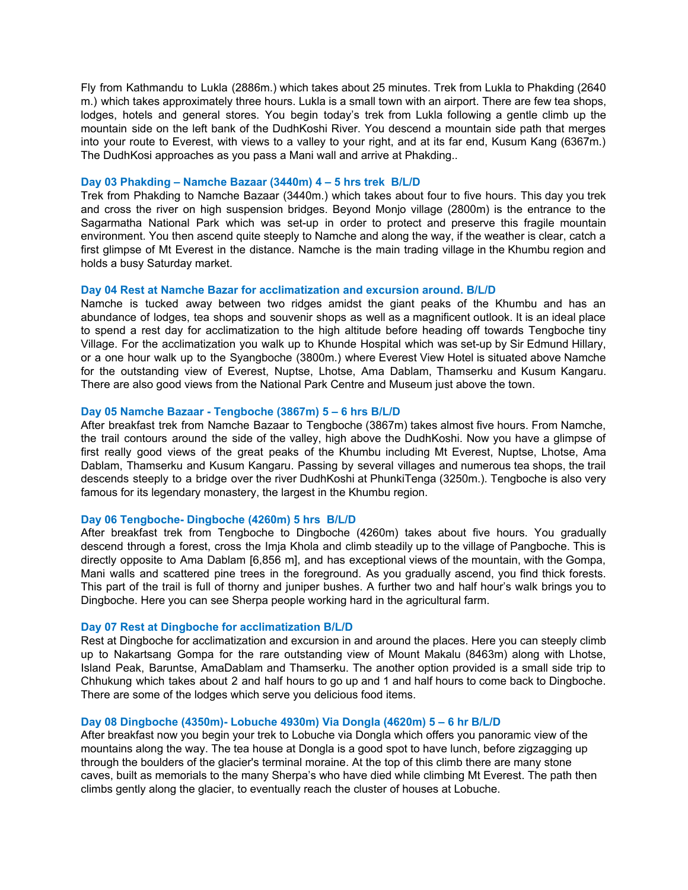Fly from Kathmandu to Lukla (2886m.) which takes about 25 minutes. Trek from Lukla to Phakding (2640 m.) which takes approximately three hours. Lukla is a small town with an airport. There are few tea shops, lodges, hotels and general stores. You begin today's trek from Lukla following a gentle climb up the mountain side on the left bank of the DudhKoshi River. You descend a mountain side path that merges into your route to Everest, with views to a valley to your right, and at its far end, Kusum Kang (6367m.) The DudhKosi approaches as you pass a Mani wall and arrive at Phakding..

### Day 03 Phakding – Namche Bazaar (3440m) 4 – 5 hrs trek B/L/D

Trek from Phakding to Namche Bazaar (3440m.) which takes about four to five hours. This day you trek and cross the river on high suspension bridges. Beyond Monjo village (2800m) is the entrance to the Sagarmatha National Park which was set-up in order to protect and preserve this fragile mountain environment. You then ascend quite steeply to Namche and along the way, if the weather is clear, catch a first glimpse of Mt Everest in the distance. Namche is the main trading village in the Khumbu region and holds a busy Saturday market.

### Day 04 Rest at Namche Bazar for acclimatization and excursion around. B/L/D

Namche is tucked away between two ridges amidst the giant peaks of the Khumbu and has an abundance of lodges, tea shops and souvenir shops as well as a magnificent outlook. It is an ideal place to spend a rest day for acclimatization to the high altitude before heading off towards Tengboche tiny Village. For the acclimatization you walk up to Khunde Hospital which was set-up by Sir Edmund Hillary, or a one hour walk up to the Syangboche (3800m.) where Everest View Hotel is situated above Namche for the outstanding view of Everest, Nuptse, Lhotse, Ama Dablam, Thamserku and Kusum Kangaru. There are also good views from the National Park Centre and Museum just above the town.

### Day 05 Namche Bazaar - Tengboche (3867m) 5 – 6 hrs B/L/D

After breakfast trek from Namche Bazaar to Tengboche (3867m) takes almost five hours. From Namche, the trail contours around the side of the valley, high above the DudhKoshi. Now you have a glimpse of first really good views of the great peaks of the Khumbu including Mt Everest, Nuptse, Lhotse, Ama Dablam, Thamserku and Kusum Kangaru. Passing by several villages and numerous tea shops, the trail descends steeply to a bridge over the river DudhKoshi at PhunkiTenga (3250m.). Tengboche is also very famous for its legendary monastery, the largest in the Khumbu region.

### Day 06 Tengboche- Dingboche (4260m) 5 hrs B/L/D

After breakfast trek from Tengboche to Dingboche (4260m) takes about five hours. You gradually descend through a forest, cross the Imja Khola and climb steadily up to the village of Pangboche. This is directly opposite to Ama Dablam [6,856 m], and has exceptional views of the mountain, with the Gompa, Mani walls and scattered pine trees in the foreground. As you gradually ascend, you find thick forests. This part of the trail is full of thorny and juniper bushes. A further two and half hour's walk brings you to Dingboche. Here you can see Sherpa people working hard in the agricultural farm.

### Day 07 Rest at Dingboche for acclimatization B/L/D

Rest at Dingboche for acclimatization and excursion in and around the places. Here you can steeply climb up to Nakartsang Gompa for the rare outstanding view of Mount Makalu (8463m) along with Lhotse, Island Peak, Baruntse, AmaDablam and Thamserku. The another option provided is a small side trip to Chhukung which takes about 2 and half hours to go up and 1 and half hours to come back to Dingboche. There are some of the lodges which serve you delicious food items.

### Day 08 Dingboche (4350m)- Lobuche 4930m) Via Dongla (4620m) 5 – 6 hr B/L/D

After breakfast now you begin your trek to Lobuche via Dongla which offers you panoramic view of the mountains along the way. The tea house at Dongla is a good spot to have lunch, before zigzagging up through the boulders of the glacier's terminal moraine. At the top of this climb there are many stone caves, built as memorials to the many Sherpa's who have died while climbing Mt Everest. The path then climbs gently along the glacier, to eventually reach the cluster of houses at Lobuche.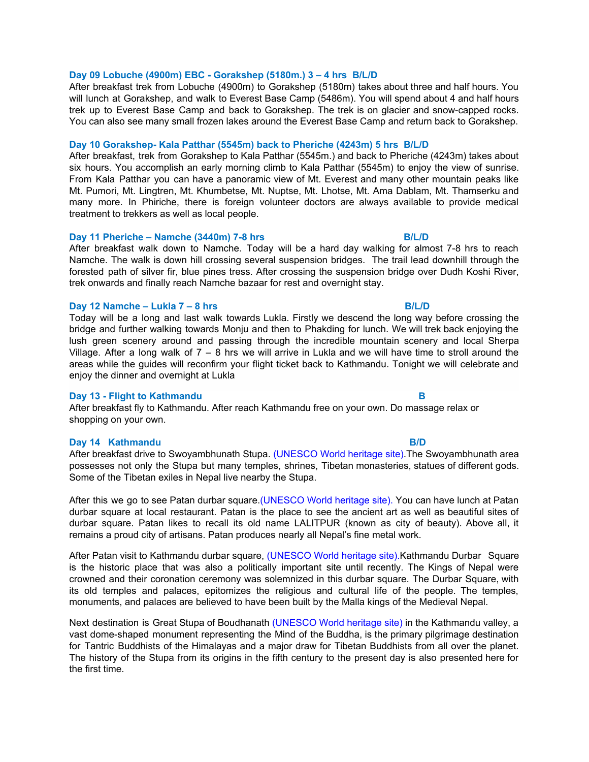### Day 09 Lobuche (4900m) EBC - Gorakshep (5180m.) 3 – 4 hrs B/L/D

After breakfast trek from Lobuche (4900m) to Gorakshep (5180m) takes about three and half hours. You will lunch at Gorakshep, and walk to Everest Base Camp (5486m). You will spend about 4 and half hours trek up to Everest Base Camp and back to Gorakshep. The trek is on glacier and snow-capped rocks. You can also see many small frozen lakes around the Everest Base Camp and return back to Gorakshep.

### Day 10 Gorakshep- Kala Patthar (5545m) back to Pheriche (4243m) 5 hrs B/L/D

After breakfast, trek from Gorakshep to Kala Patthar (5545m.) and back to Pheriche (4243m) takes about six hours. You accomplish an early morning climb to Kala Patthar (5545m) to enjoy the view of sunrise. From Kala Patthar you can have a panoramic view of Mt. Everest and many other mountain peaks like Mt. Pumori, Mt. Lingtren, Mt. Khumbetse, Mt. Nuptse, Mt. Lhotse, Mt. Ama Dablam, Mt. Thamserku and many more. In Phiriche, there is foreign volunteer doctors are always available to provide medical treatment to trekkers as well as local people.

### Day 11 Pheriche – Namche (3440m) 7-8 hrs B/L/D

After breakfast walk down to Namche. Today will be a hard day walking for almost 7-8 hrs to reach Namche. The walk is down hill crossing several suspension bridges. The trail lead downhill through the forested path of silver fir, blue pines tress. After crossing the suspension bridge over Dudh Koshi River, trek onwards and finally reach Namche bazaar for rest and overnight stay.

### Day 12 Namche – Lukla 7 – 8 hrs B/L/D

Today will be a long and last walk towards Lukla. Firstly we descend the long way before crossing the bridge and further walking towards Monju and then to Phakding for lunch. We will trek back enjoying the lush green scenery around and passing through the incredible mountain scenery and local Sherpa Village. After a long walk of 7 – 8 hrs we will arrive in Lukla and we will have time to stroll around the areas while the guides will reconfirm your flight ticket back to Kathmandu. Tonight we will celebrate and enjoy the dinner and overnight at Lukla

### Day 13 - Flight to Kathmandu B

After breakfast fly to Kathmandu. After reach Kathmandu free on your own. Do massage relax or shopping on your own.

### Day 14 Kathmandu B/D

After breakfast drive to Swoyambhunath Stupa. (UNESCO World heritage site).The Swoyambhunath area possesses not only the Stupa but many temples, shrines, Tibetan monasteries, statues of different gods. Some of the Tibetan exiles in Nepal live nearby the Stupa.

After this we go to see Patan durbar square.(UNESCO World heritage site). You can have lunch at Patan durbar square at local restaurant. Patan is the place to see the ancient art as well as beautiful sites of durbar square. Patan likes to recall its old name LALITPUR (known as city of beauty). Above all, it remains a proud city of artisans. Patan produces nearly all Nepal's fine metal work.

After Patan visit to Kathmandu durbar square, (UNESCO World heritage site).Kathmandu Durbar Square is the historic place that was also a politically important site until recently. The Kings of Nepal were crowned and their coronation ceremony was solemnized in this durbar square. The Durbar Square, with its old temples and palaces, epitomizes the religious and cultural life of the people. The temples, monuments, and palaces are believed to have been built by the Malla kings of the Medieval Nepal.

Next destination is Great Stupa of Boudhanath (UNESCO World heritage site) in the Kathmandu valley, a vast dome-shaped monument representing the Mind of the Buddha, is the primary pilgrimage destination for Tantric Buddhists of the Himalayas and a major draw for Tibetan Buddhists from all over the planet. The history of the Stupa from its origins in the fifth century to the present day is also presented here for the first time.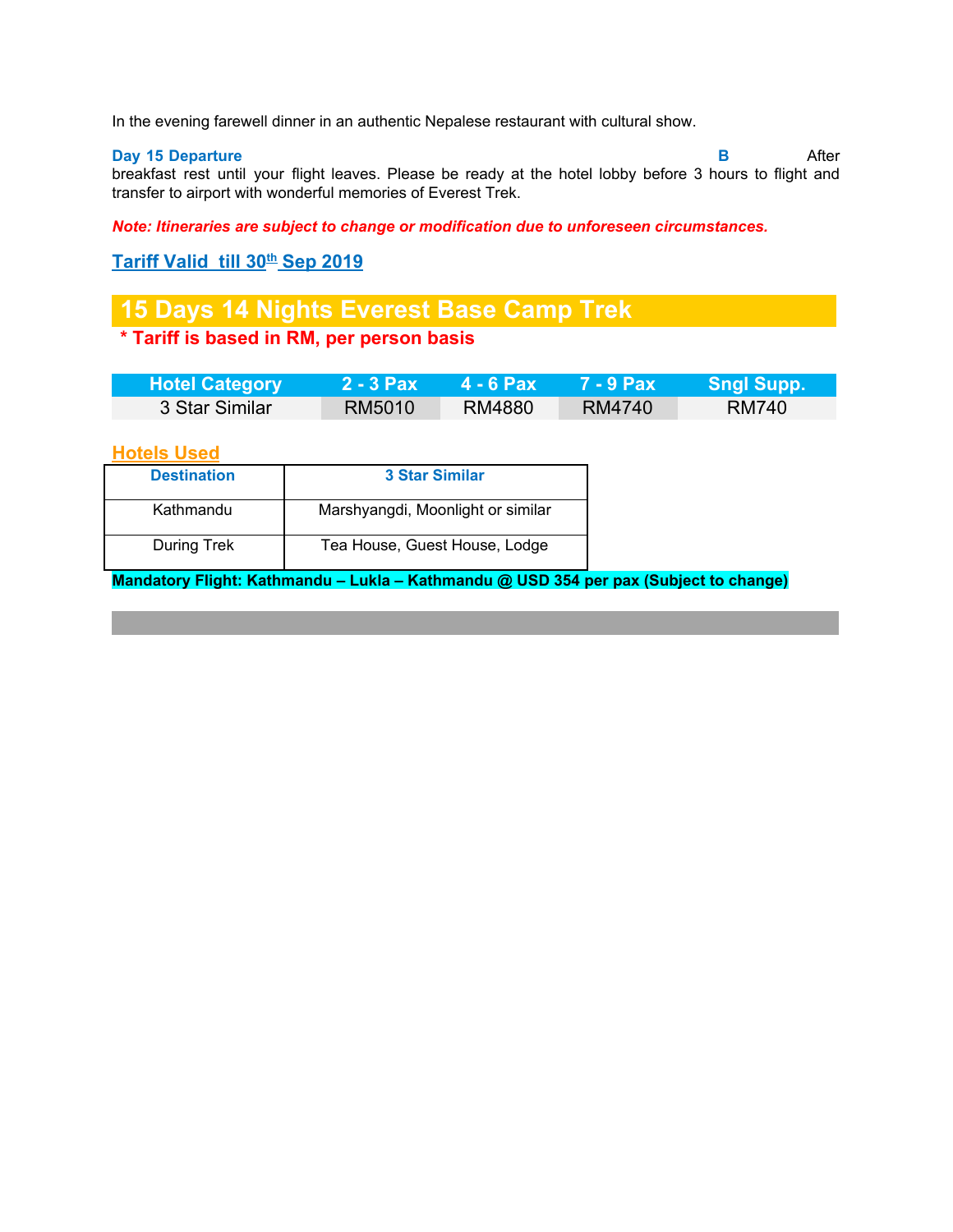In the evening farewell dinner in an authentic Nepalese restaurant with cultural show.

**Day 15 Departure** **B**

After breakfast rest until your flight leaves. Please be ready at the hotel lobby before 3 hours to flight and transfer to airport with wonderful memories of Everest Trek.

***Note: Itineraries are subject to change or modification due to unforeseen circumstances.***

## Tariff Valid till 30th Sep 2019

## 15 Days 14 Nights Everest Base Camp Trek

**\* Tariff is based in RM, per person basis**

| Hotel Category | 2 - 3 Pax | 4 - 6 Pax | 7 - 9 Pax | Sngl Supp. |
|---|---|---|---|---|
| 3 Star Similar | RM5010 | RM4880 | RM4740 | RM740 |

### Hotels Used

| Destination | 3 Star Similar |
|---|---|
| Kathmandu | Marshyangdi, Moonlight or similar |
| During Trek | Tea House, Guest House, Lodge |

**Mandatory Flight: Kathmandu – Lukla – Kathmandu @ USD 354 per pax (Subject to change)**